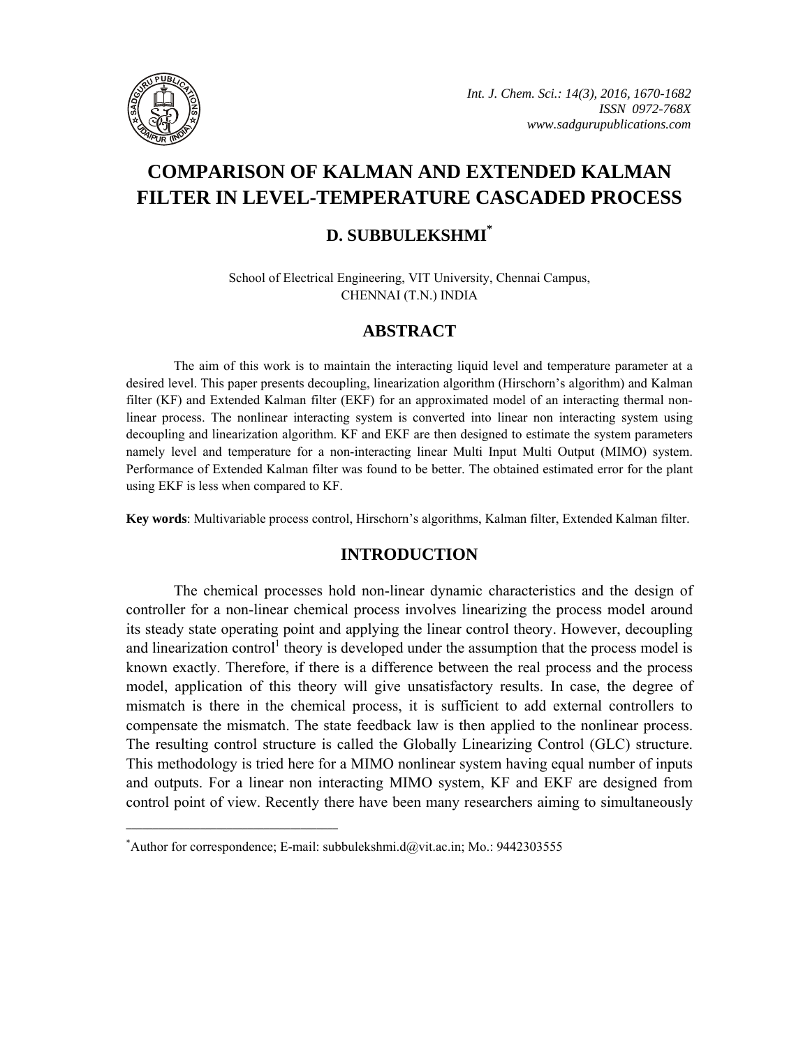# COMPARISON OF KALMAN AND EXTENDED KALMAN FILTER IN LEVEL-TEMPERATURE CASCADED PROCESS

## D. SUBBULEKSHMI*

School of Electrical Engineering, VIT University, Chennai Campus, CHENNAI (T.N.) INDIA

## ABSTRACT

The aim of this work is to maintain the interacting liquid level and temperature parameter at a desired level. This paper presents decoupling, linearization algorithm (Hirschorn's algorithm) and Kalman filter (KF) and Extended Kalman filter (EKF) for an approximated model of an interacting thermal non-linear process. The nonlinear interacting system is converted into linear non interacting system using decoupling and linearization algorithm. KF and EKF are then designed to estimate the system parameters namely level and temperature for a non-interacting linear Multi Input Multi Output (MIMO) system. Performance of Extended Kalman filter was found to be better. The obtained estimated error for the plant using EKF is less when compared to KF.

**Key words**: Multivariable process control, Hirschorn's algorithms, Kalman filter, Extended Kalman filter.

## INTRODUCTION

The chemical processes hold non-linear dynamic characteristics and the design of controller for a non-linear chemical process involves linearizing the process model around its steady state operating point and applying the linear control theory. However, decoupling and linearization control[1] theory is developed under the assumption that the process model is known exactly. Therefore, if there is a difference between the real process and the process model, application of this theory will give unsatisfactory results. In case, the degree of mismatch is there in the chemical process, it is sufficient to add external controllers to compensate the mismatch. The state feedback law is then applied to the nonlinear process. The resulting control structure is called the Globally Linearizing Control (GLC) structure. This methodology is tried here for a MIMO nonlinear system having equal number of inputs and outputs. For a linear non interacting MIMO system, KF and EKF are designed from control point of view. Recently there have been many researchers aiming to simultaneously

---

*Author for correspondence; E-mail: subbulekshmi.d@vit.ac.in; Mo.: 9442303555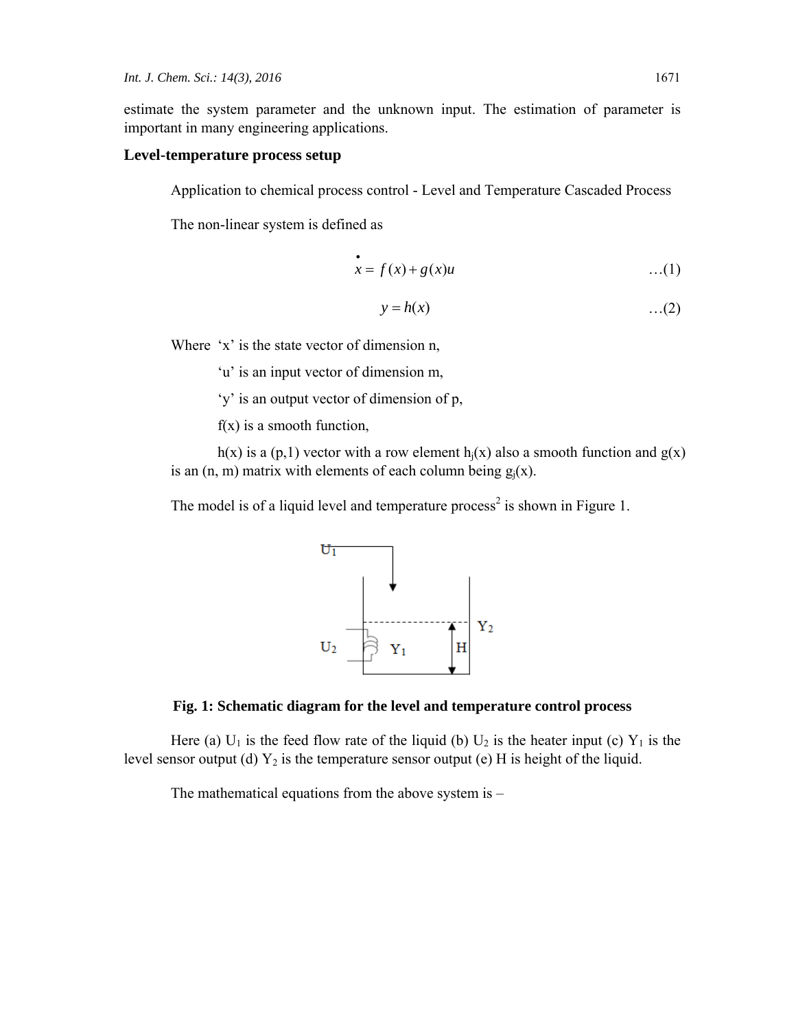estimate the system parameter and the unknown input. The estimation of parameter is important in many engineering applications.

## Level-temperature process setup

Application to chemical process control - Level and Temperature Cascaded Process

The non-linear system is defined as

$$\dot{x} = f(x) + g(x)u \qquad \ldots(1)$$

$$y = h(x) \qquad \ldots(2)$$

Where 'x' is the state vector of dimension n,

'u' is an input vector of dimension m,

'y' is an output vector of dimension of p,

f(x) is a smooth function,

h(x) is a (p,1) vector with a row element $h_j(x)$ also a smooth function and g(x) is an (n, m) matrix with elements of each column being $g_j(x)$.

The model is of a liquid level and temperature process[2] is shown in Figure 1.

**Fig. 1: Schematic diagram for the level and temperature control process**

Here (a) $U_1$ is the feed flow rate of the liquid (b) $U_2$ is the heater input (c) $Y_1$ is the level sensor output (d) $Y_2$ is the temperature sensor output (e) H is height of the liquid.

The mathematical equations from the above system is –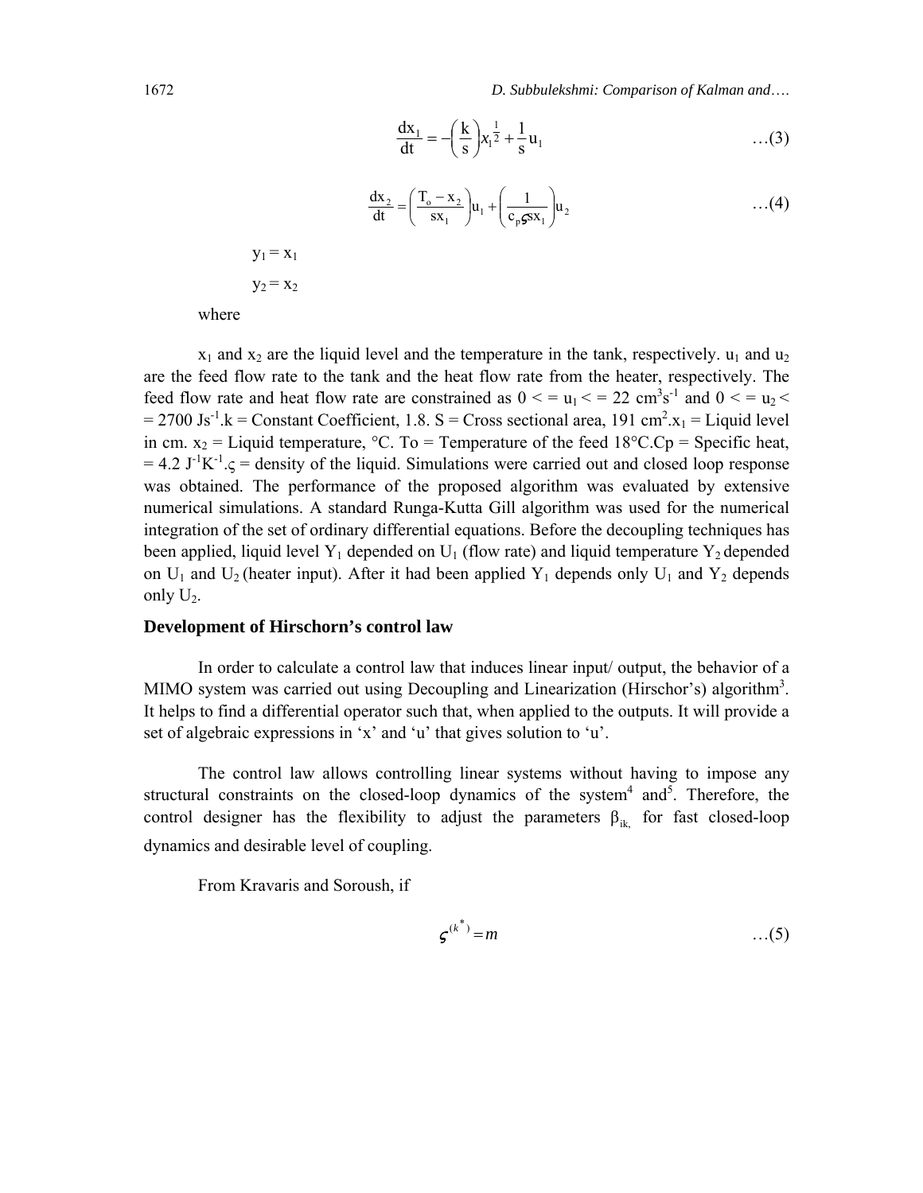$$\frac{dx_1}{dt} = -\left(\frac{k}{s}\right)x_1^{\frac{1}{2}} + \frac{1}{s}u_1 \qquad \ldots(3)$$

$$\frac{dx_2}{dt} = \left(\frac{T_o - x_2}{sx_1}\right)u_1 + \left(\frac{1}{c_p \varsigma s x_1}\right)u_2 \qquad \ldots(4)$$

$y_1 = x_1$

$y_2 = x_2$

where

$x_1$ and $x_2$ are the liquid level and the temperature in the tank, respectively. $u_1$ and $u_2$ are the feed flow rate to the tank and the heat flow rate from the heater, respectively. The feed flow rate and heat flow rate are constrained as $0 <= u_1 <= 22$ $cm^3s^{-1}$ and $0 <= u_2 <= 2700$ $Js^{-1}$.k = Constant Coefficient, 1.8. S = Cross sectional area, 191 $cm^2$.$x_1$ = Liquid level in cm. $x_2$ = Liquid temperature, °C. To = Temperature of the feed 18°C.Cp = Specific heat, = 4.2 $J^{-1}K^{-1}$.$\varsigma$ = density of the liquid. Simulations were carried out and closed loop response was obtained. The performance of the proposed algorithm was evaluated by extensive numerical simulations. A standard Runga-Kutta Gill algorithm was used for the numerical integration of the set of ordinary differential equations. Before the decoupling techniques has been applied, liquid level $Y_1$ depended on $U_1$ (flow rate) and liquid temperature $Y_2$ depended on $U_1$ and $U_2$ (heater input). After it had been applied $Y_1$ depends only $U_1$ and $Y_2$ depends only $U_2$.

## Development of Hirschorn's control law

In order to calculate a control law that induces linear input/ output, the behavior of a MIMO system was carried out using Decoupling and Linearization (Hirschor's) algorithm[3]. It helps to find a differential operator such that, when applied to the outputs. It will provide a set of algebraic expressions in 'x' and 'u' that gives solution to 'u'.

The control law allows controlling linear systems without having to impose any structural constraints on the closed-loop dynamics of the system[4] and[5]. Therefore, the control designer has the flexibility to adjust the parameters $\beta_{ik,}$ for fast closed-loop dynamics and desirable level of coupling.

From Kravaris and Soroush, if

$$\varsigma^{(k^*)} = m \qquad \ldots(5)$$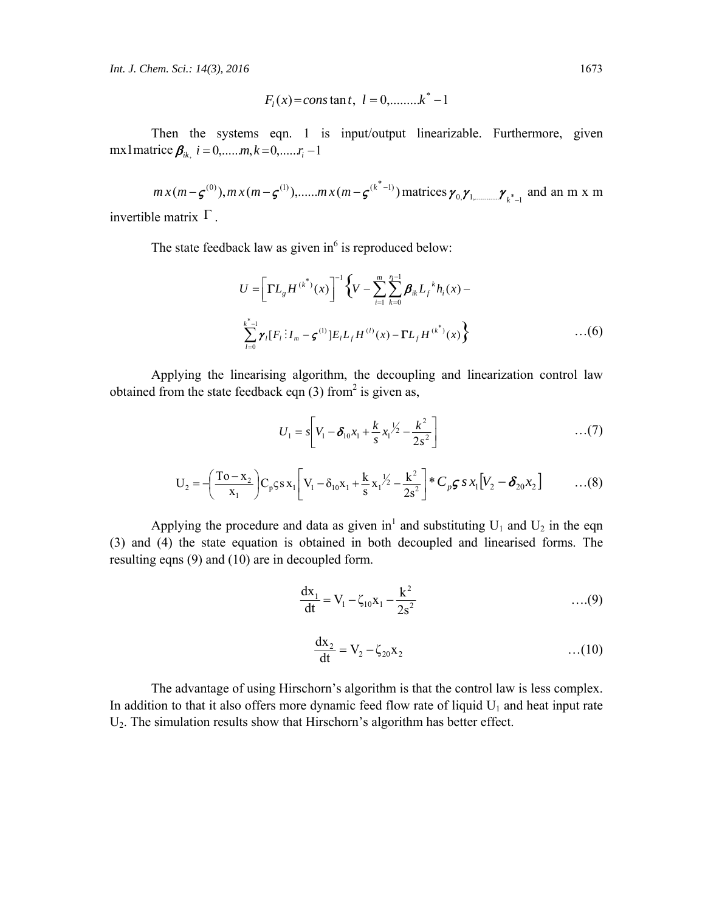$$F_l(x) = cons\tan t,\ l = 0,........k^* - 1$$

Then the systems eqn. 1 is input/output linearizable. Furthermore, given mx1matrice $\beta_{ik,}\ i = 0,.....m, k = 0,.....r_i - 1$

$m\,x(m-\varsigma^{(0)}), m\,x(m-\varsigma^{(1)}),......m\,x(m-\varsigma^{(k^*-1)})$ matrices $\gamma_{0,}\gamma_{1,..........}\gamma_{k^*-1}$ and an m x m invertible matrix $\Gamma$.

The state feedback law as given in[6] is reproduced below:

$$U = \left[\Gamma L_g H^{(k^*)}(x)\right]^{-1}\Big\{V - \sum_{i=1}^{m}\sum_{k=0}^{r_i-1}\beta_{ik}L_f{}^k h_i(x) -$$

$$\sum_{l=0}^{k^*-1}\gamma_l[F_l \vdots I_m - \varsigma^{(1)}]E_l L_f H^{(l)}(x) - \Gamma L_f H^{(k^*)}(x)\Big\} \quad ...(6)$$

Applying the linearising algorithm, the decoupling and linearization control law obtained from the state feedback eqn (3) from[2] is given as,

$$U_1 = s\left[V_1 - \delta_{10}x_1 + \frac{k}{s}x_1^{1/2} - \frac{k^2}{2s^2}\right] \quad ...(7)$$

$$U_2 = -\left(\frac{To - x_2}{x_1}\right)C_p\varsigma s\,x_1\left[V_1 - \delta_{10}x_1 + \frac{k}{s}x_1^{1/2} - \frac{k^2}{2s^2}\right] * C_p\varsigma\,s\,x_1\left[V_2 - \delta_{20}x_2\right] \quad ...(8)$$

Applying the procedure and data as given in[1] and substituting $U_1$ and $U_2$ in the eqn (3) and (4) the state equation is obtained in both decoupled and linearised forms. The resulting eqns (9) and (10) are in decoupled form.

$$\frac{dx_1}{dt} = V_1 - \zeta_{10}x_1 - \frac{k^2}{2s^2} \quad ....(9)$$

$$\frac{dx_2}{dt} = V_2 - \zeta_{20}x_2 \quad ...(10)$$

The advantage of using Hirschorn's algorithm is that the control law is less complex. In addition to that it also offers more dynamic feed flow rate of liquid $U_1$ and heat input rate $U_2$. The simulation results show that Hirschorn's algorithm has better effect.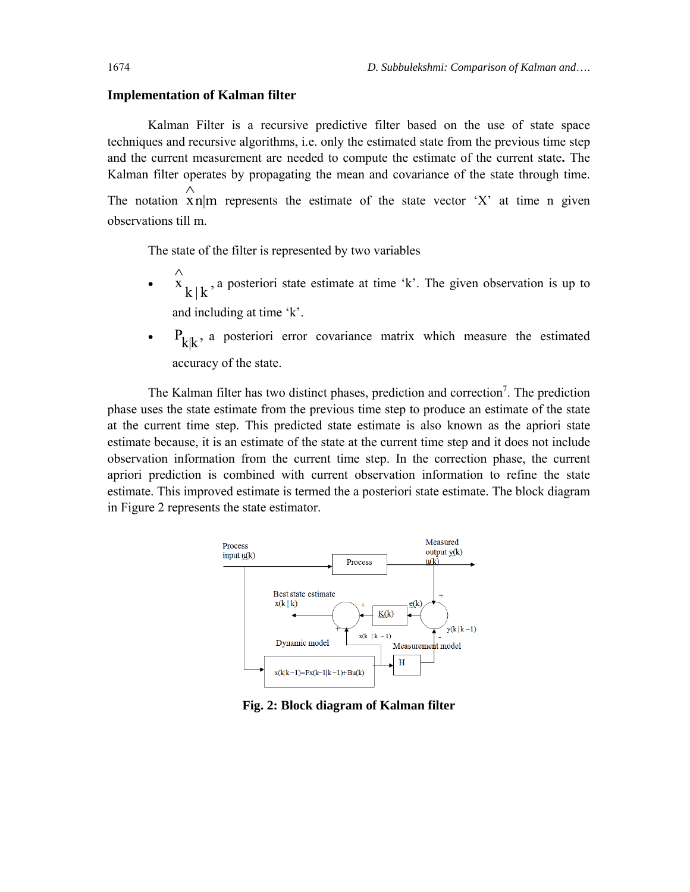## Implementation of Kalman filter

Kalman Filter is a recursive predictive filter based on the use of state space techniques and recursive algorithms, i.e. only the estimated state from the previous time step and the current measurement are needed to compute the estimate of the current state**.** The Kalman filter operates by propagating the mean and covariance of the state through time. The notation $\hat{x}_{n|m}$ represents the estimate of the state vector 'X' at time n given observations till m.

The state of the filter is represented by two variables

- $\hat{x}_{k|k}$, a posteriori state estimate at time 'k'. The given observation is up to and including at time 'k'.
- $P_{k|k}$, a posteriori error covariance matrix which measure the estimated accuracy of the state.

The Kalman filter has two distinct phases, prediction and correction[7]. The prediction phase uses the state estimate from the previous time step to produce an estimate of the state at the current time step. This predicted state estimate is also known as the apriori state estimate because, it is an estimate of the state at the current time step and it does not include observation information from the current time step. In the correction phase, the current apriori prediction is combined with current observation information to refine the state estimate. This improved estimate is termed the a posteriori state estimate. The block diagram in Figure 2 represents the state estimator.

**Fig. 2: Block diagram of Kalman filter**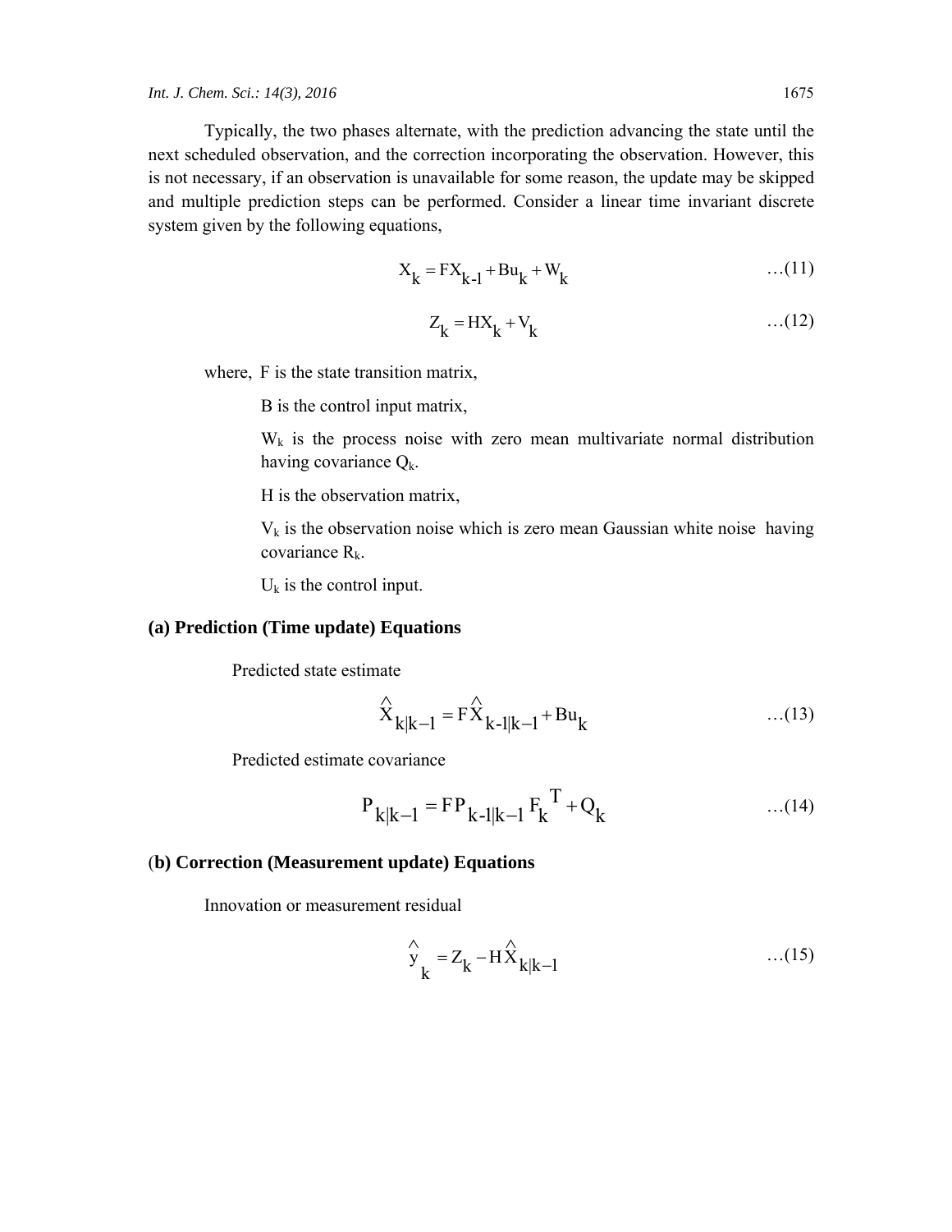Typically, the two phases alternate, with the prediction advancing the state until the next scheduled observation, and the correction incorporating the observation. However, this is not necessary, if an observation is unavailable for some reason, the update may be skipped and multiple prediction steps can be performed. Consider a linear time invariant discrete system given by the following equations,

$$X_k = FX_{k-1} + Bu_k + W_k \quad \text{...(11)}$$

$$Z_k = HX_k + V_k \quad \text{...(12)}$$

where, F is the state transition matrix,

B is the control input matrix,

$W_k$ is the process noise with zero mean multivariate normal distribution having covariance $Q_k$.

H is the observation matrix,

$V_k$ is the observation noise which is zero mean Gaussian white noise having covariance $R_k$.

$U_k$ is the control input.

### (a) Prediction (Time update) Equations

Predicted state estimate

$$\hat{X}_{k|k-1} = F\hat{X}_{k-1|k-1} + Bu_k \quad \text{...(13)}$$

Predicted estimate covariance

$$P_{k|k-1} = FP_{k-1|k-1}F_k^T + Q_k \quad \text{...(14)}$$

### (b) Correction (Measurement update) Equations

Innovation or measurement residual

$$\hat{y}_k = Z_k - H\hat{X}_{k|k-1} \quad \text{...(15)}$$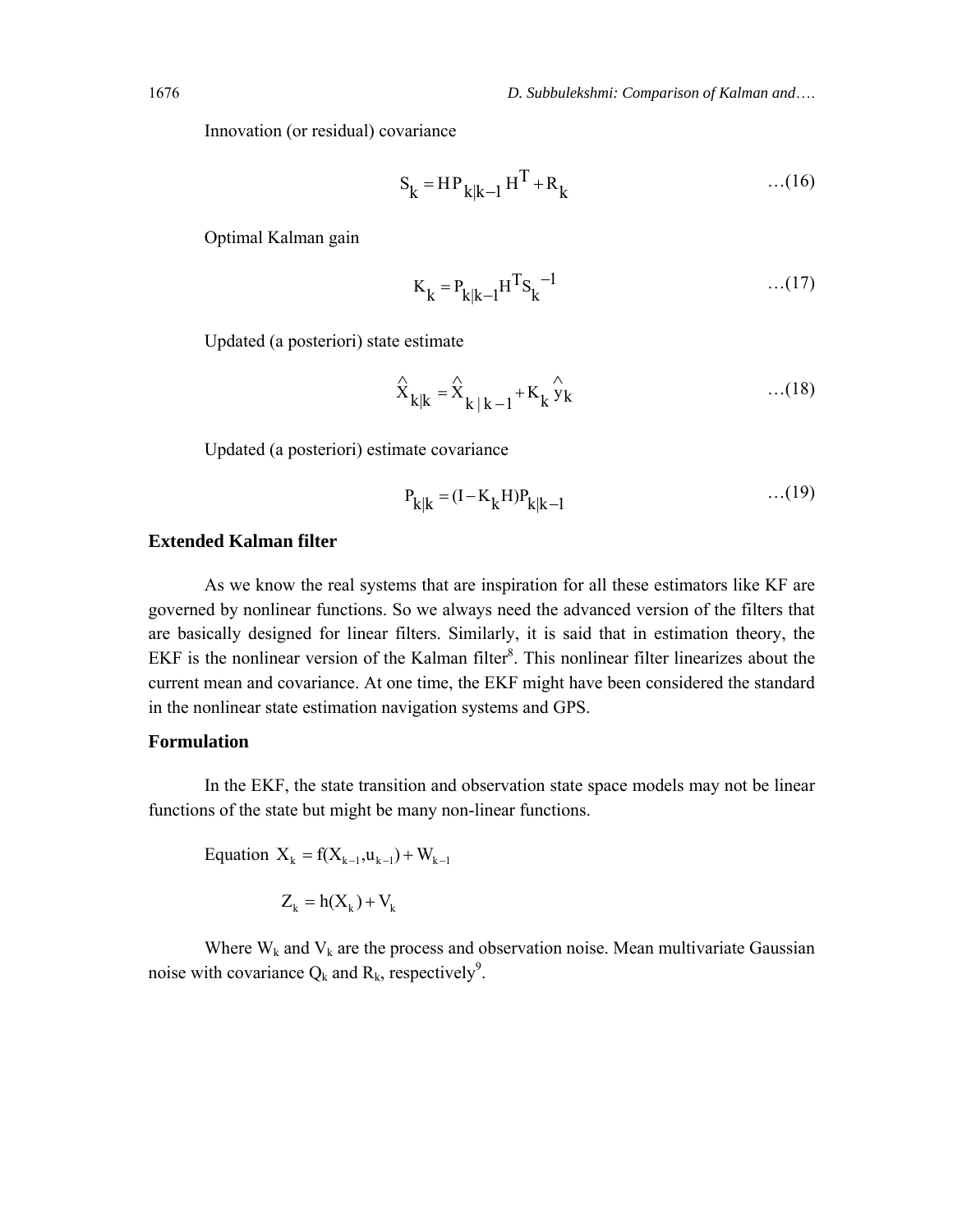Innovation (or residual) covariance

$$S_k = HP_{k|k-1}H^T + R_k \qquad \text{...(16)}$$

Optimal Kalman gain

$$K_k = P_{k|k-1}H^T S_k^{-1} \qquad \text{...(17)}$$

Updated (a posteriori) state estimate

$$\hat{X}_{k|k} = \hat{X}_{k|k-1} + K_k \hat{y}_k \qquad \text{...(18)}$$

Updated (a posteriori) estimate covariance

$$P_{k|k} = (I - K_k H)P_{k|k-1} \qquad \text{...(19)}$$

## Extended Kalman filter

As we know the real systems that are inspiration for all these estimators like KF are governed by nonlinear functions. So we always need the advanced version of the filters that are basically designed for linear filters. Similarly, it is said that in estimation theory, the EKF is the nonlinear version of the Kalman filter[8]. This nonlinear filter linearizes about the current mean and covariance. At one time, the EKF might have been considered the standard in the nonlinear state estimation navigation systems and GPS.

## Formulation

In the EKF, the state transition and observation state space models may not be linear functions of the state but might be many non-linear functions.

Equation $X_k = f(X_{k-1}, u_{k-1}) + W_{k-1}$

$$Z_k = h(X_k) + V_k$$

Where $W_k$ and $V_k$ are the process and observation noise. Mean multivariate Gaussian noise with covariance $Q_k$ and $R_k$, respectively[9].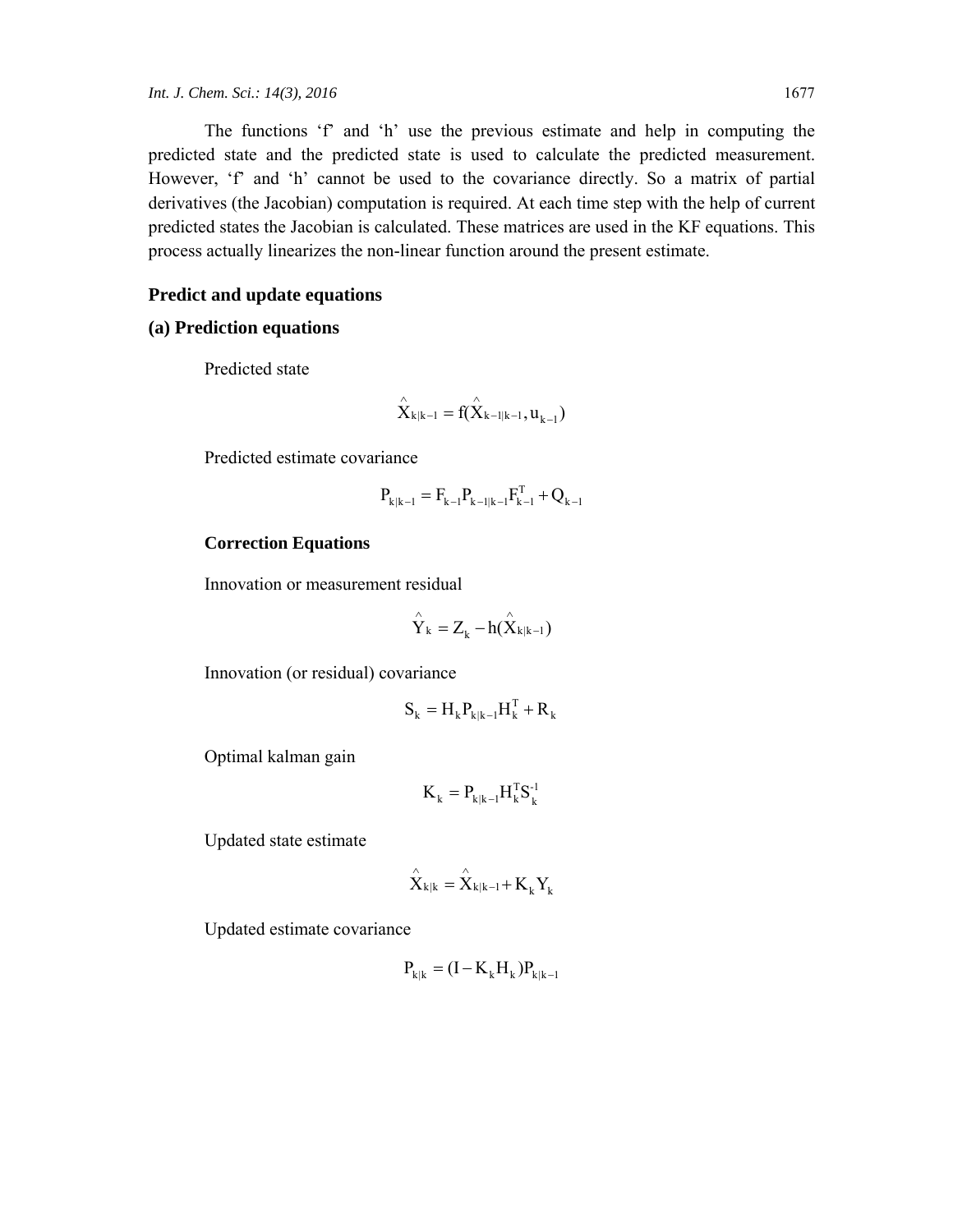The functions 'f' and 'h' use the previous estimate and help in computing the predicted state and the predicted state is used to calculate the predicted measurement. However, 'f' and 'h' cannot be used to the covariance directly. So a matrix of partial derivatives (the Jacobian) computation is required. At each time step with the help of current predicted states the Jacobian is calculated. These matrices are used in the KF equations. This process actually linearizes the non-linear function around the present estimate.

## Predict and update equations

### (a) Prediction equations

Predicted state

$$\hat{X}_{k|k-1} = f(\hat{X}_{k-1|k-1}, u_{k-1})$$

Predicted estimate covariance

$$P_{k|k-1} = F_{k-1}P_{k-1|k-1}F_{k-1}^{T} + Q_{k-1}$$

**Correction Equations**

Innovation or measurement residual

$$\hat{Y}_{k} = Z_{k} - h(\hat{X}_{k|k-1})$$

Innovation (or residual) covariance

$$S_{k} = H_{k}P_{k|k-1}H_{k}^{T} + R_{k}$$

Optimal kalman gain

$$K_{k} = P_{k|k-1}H_{k}^{T}S_{k}^{-1}$$

Updated state estimate

$$\hat{X}_{k|k} = \hat{X}_{k|k-1} + K_{k}Y_{k}$$

Updated estimate covariance

$$P_{k|k} = (I - K_{k}H_{k})P_{k|k-1}$$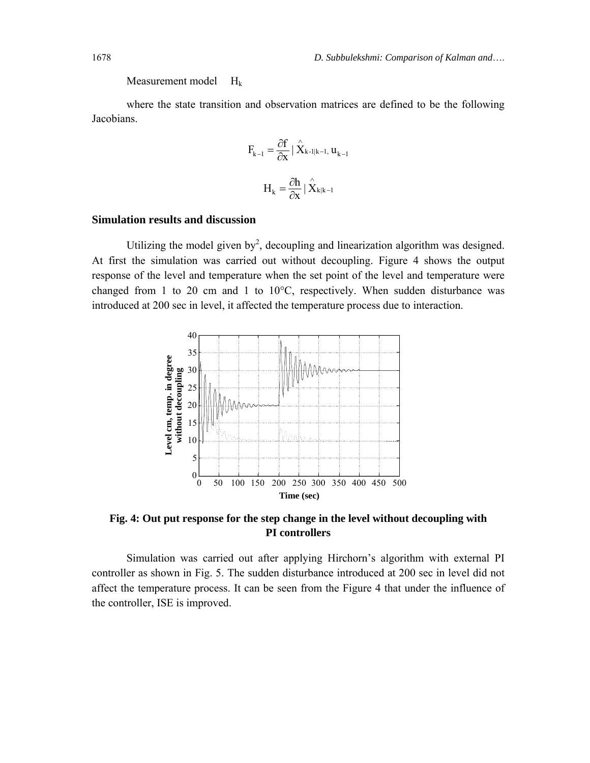Measurement model $H_k$

where the state transition and observation matrices are defined to be the following Jacobians.

$$F_{k-1} = \frac{\partial f}{\partial x} \mid \hat{X}_{k-1|k-1}, u_{k-1}$$

$$H_k = \frac{\partial h}{\partial x} \mid \hat{X}_{k|k-1}$$

## Simulation results and discussion

Utilizing the model given by[2], decoupling and linearization algorithm was designed. At first the simulation was carried out without decoupling. Figure 4 shows the output response of the level and temperature when the set point of the level and temperature were changed from 1 to 20 cm and 1 to 10°C, respectively. When sudden disturbance was introduced at 200 sec in level, it affected the temperature process due to interaction.

**Fig. 4: Out put response for the step change in the level without decoupling with PI controllers**

Simulation was carried out after applying Hirchorn's algorithm with external PI controller as shown in Fig. 5. The sudden disturbance introduced at 200 sec in level did not affect the temperature process. It can be seen from the Figure 4 that under the influence of the controller, ISE is improved.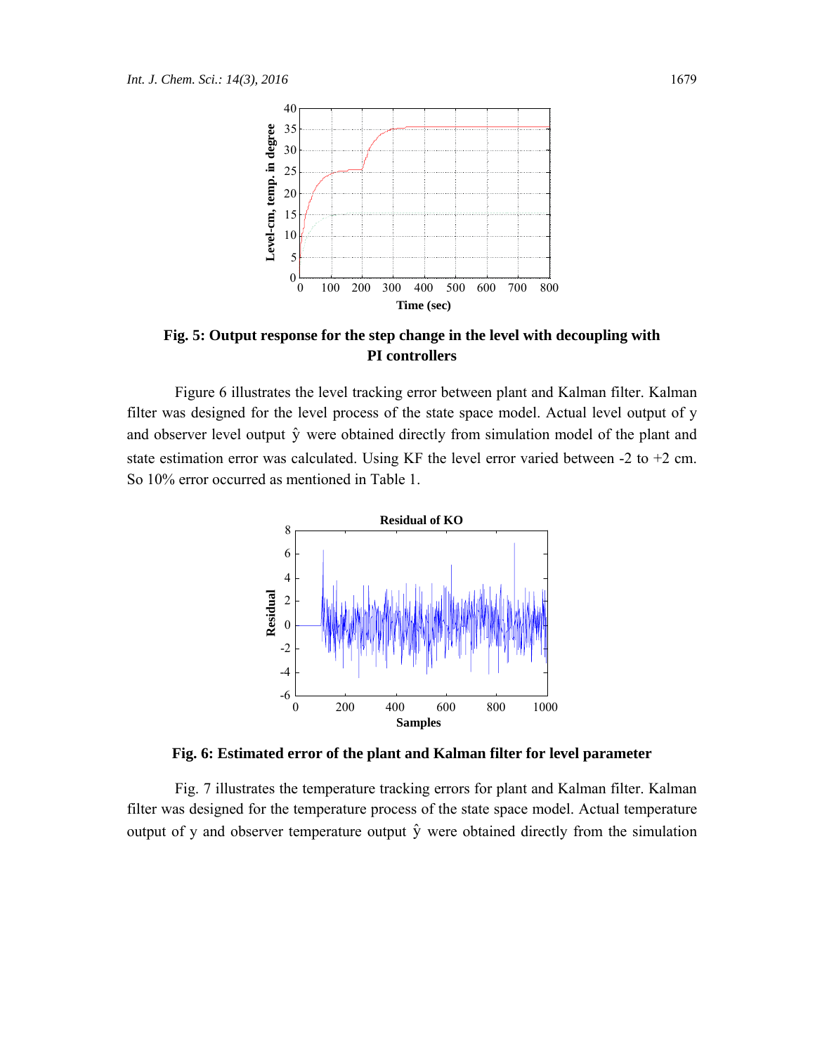Fig. 5: Output response for the step change in the level with decoupling with PI controllers

Figure 6 illustrates the level tracking error between plant and Kalman filter. Kalman filter was designed for the level process of the state space model. Actual level output of y and observer level output $\hat{y}$ were obtained directly from simulation model of the plant and state estimation error was calculated. Using KF the level error varied between -2 to +2 cm. So 10% error occurred as mentioned in Table 1.

Fig. 6: Estimated error of the plant and Kalman filter for level parameter

Fig. 7 illustrates the temperature tracking errors for plant and Kalman filter. Kalman filter was designed for the temperature process of the state space model. Actual temperature output of y and observer temperature output $\hat{y}$ were obtained directly from the simulation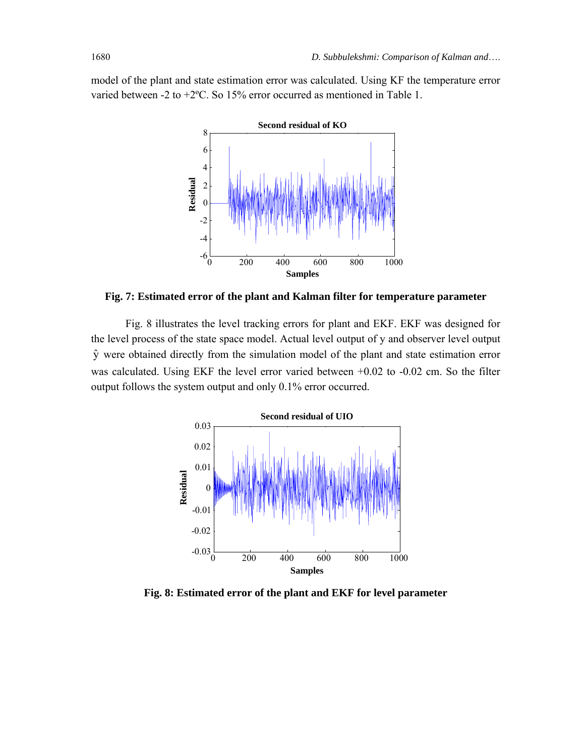model of the plant and state estimation error was calculated. Using KF the temperature error varied between -2 to +2ºC. So 15% error occurred as mentioned in Table 1.

**Fig. 7: Estimated error of the plant and Kalman filter for temperature parameter**

Fig. 8 illustrates the level tracking errors for plant and EKF. EKF was designed for the level process of the state space model. Actual level output of y and observer level output $\hat{y}$ were obtained directly from the simulation model of the plant and state estimation error was calculated. Using EKF the level error varied between +0.02 to -0.02 cm. So the filter output follows the system output and only 0.1% error occurred.

**Fig. 8: Estimated error of the plant and EKF for level parameter**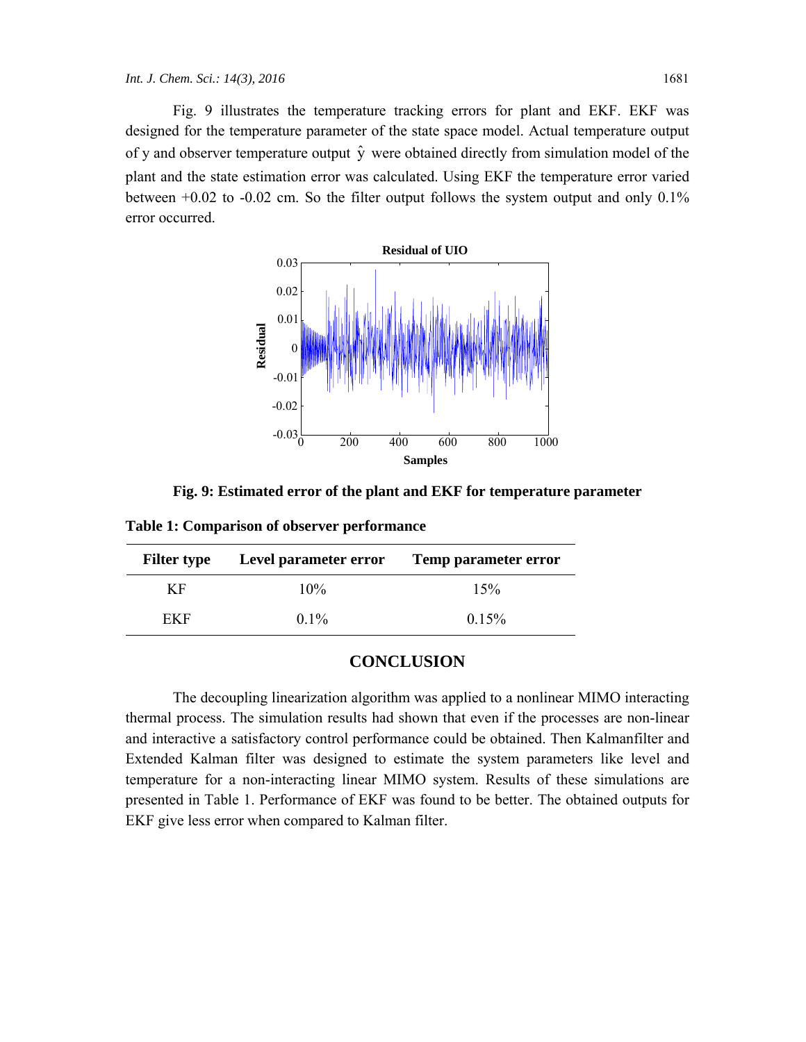Fig. 9 illustrates the temperature tracking errors for plant and EKF. EKF was designed for the temperature parameter of the state space model. Actual temperature output of y and observer temperature output $\hat{y}$ were obtained directly from simulation model of the plant and the state estimation error was calculated. Using EKF the temperature error varied between +0.02 to -0.02 cm. So the filter output follows the system output and only 0.1% error occurred.

**Fig. 9: Estimated error of the plant and EKF for temperature parameter**

**Table 1: Comparison of observer performance**

| Filter type | Level parameter error | Temp parameter error |
|---|---|---|
| KF | 10% | 15% |
| EKF | 0.1% | 0.15% |

## CONCLUSION

The decoupling linearization algorithm was applied to a nonlinear MIMO interacting thermal process. The simulation results had shown that even if the processes are non-linear and interactive a satisfactory control performance could be obtained. Then Kalmanfilter and Extended Kalman filter was designed to estimate the system parameters like level and temperature for a non-interacting linear MIMO system. Results of these simulations are presented in Table 1. Performance of EKF was found to be better. The obtained outputs for EKF give less error when compared to Kalman filter.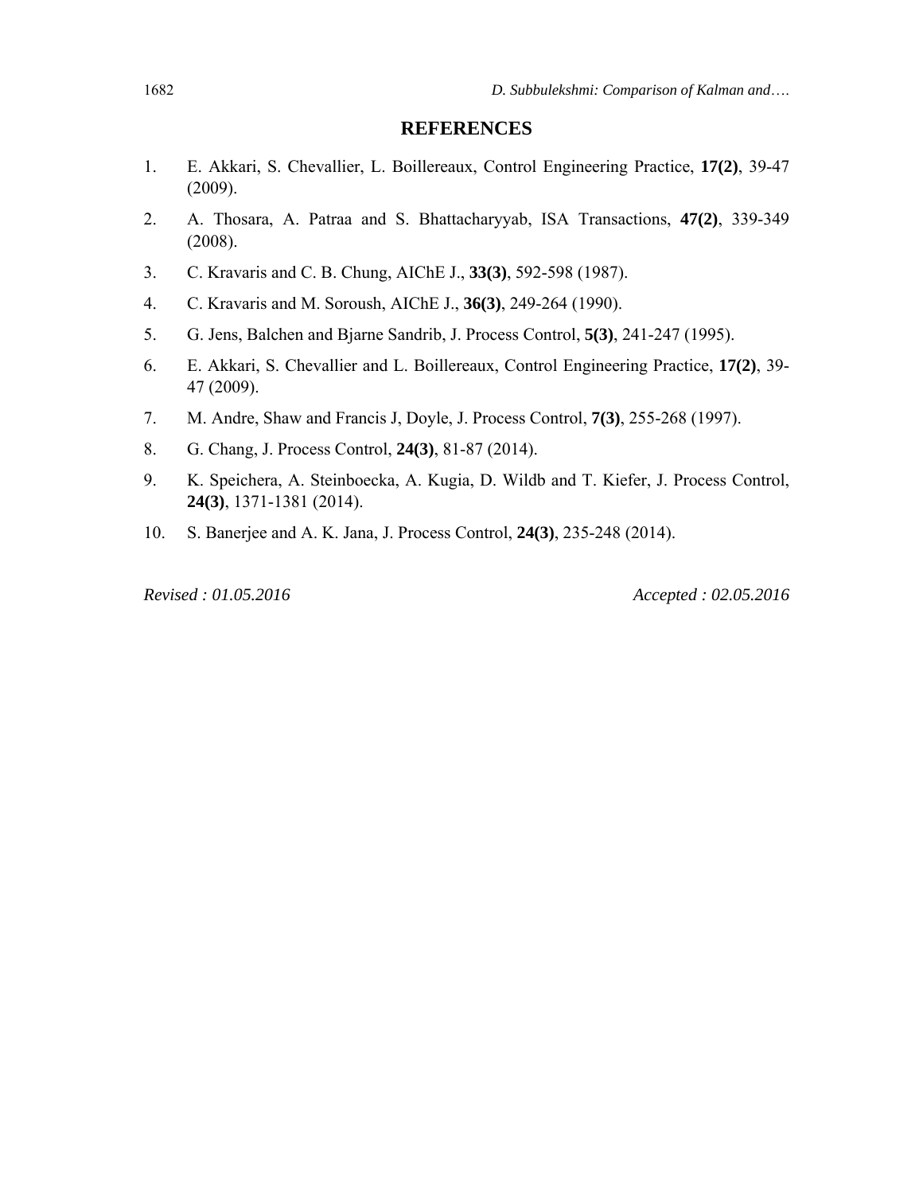## REFERENCES

1. E. Akkari, S. Chevallier, L. Boillereaux, Control Engineering Practice, **17(2)**, 39-47 (2009).
2. A. Thosara, A. Patraa and S. Bhattacharyyab, ISA Transactions, **47(2)**, 339-349 (2008).
3. C. Kravaris and C. B. Chung, AIChE J., **33(3)**, 592-598 (1987).
4. C. Kravaris and M. Soroush, AIChE J., **36(3)**, 249-264 (1990).
5. G. Jens, Balchen and Bjarne Sandrib, J. Process Control, **5(3)**, 241-247 (1995).
6. E. Akkari, S. Chevallier and L. Boillereaux, Control Engineering Practice, **17(2)**, 39-47 (2009).
7. M. Andre, Shaw and Francis J, Doyle, J. Process Control, **7(3)**, 255-268 (1997).
8. G. Chang, J. Process Control, **24(3)**, 81-87 (2014).
9. K. Speichera, A. Steinboecka, A. Kugia, D. Wildb and T. Kiefer, J. Process Control, **24(3)**, 1371-1381 (2014).
10. S. Banerjee and A. K. Jana, J. Process Control, **24(3)**, 235-248 (2014).

*Revised : 01.05.2016* *Accepted : 02.05.2016*